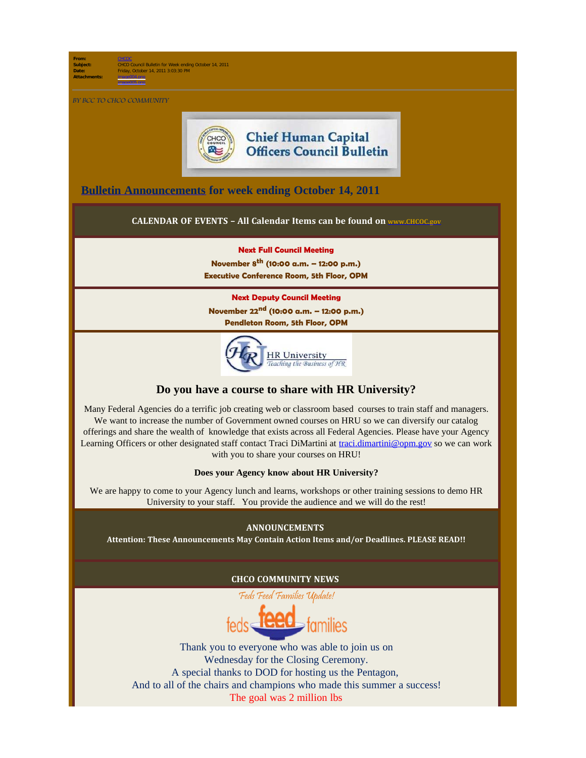**From:** CHCOC
**Subject:** CHCO Council Bulletin for Week ending October 14, 2011
**Date:** Friday, October 14, 2011 3:03:30 PM
**Attachments:** image004.png
image005.png

*BY BCC TO CHCO COMMUNITY*

Chief Human Capital Officers Council Bulletin

## Bulletin Announcements for week ending October 14, 2011

**CALENDAR OF EVENTS – All Calendar Items can be found on www.CHCOC.gov**

**Next Full Council Meeting**
**November 8th (10:00 a.m. – 12:00 p.m.)**
**Executive Conference Room, 5th Floor, OPM**

**Next Deputy Council Meeting**
**November 22nd (10:00 a.m. – 12:00 p.m.)**
**Pendleton Room, 5th Floor, OPM**

HR University
*Teaching the Business of HR*

### Do you have a course to share with HR University?

Many Federal Agencies do a terrific job creating web or classroom based courses to train staff and managers. We want to increase the number of Government owned courses on HRU so we can diversify our catalog offerings and share the wealth of knowledge that exists across all Federal Agencies. Please have your Agency Learning Officers or other designated staff contact Traci DiMartini at traci.dimartini@opm.gov so we can work with you to share your courses on HRU!

**Does your Agency know about HR University?**

We are happy to come to your Agency lunch and learns, workshops or other training sessions to demo HR University to your staff. You provide the audience and we will do the rest!

**ANNOUNCEMENTS**
**Attention: These Announcements May Contain Action Items and/or Deadlines. PLEASE READ!!**

**CHCO COMMUNITY NEWS**

*Feds Feed Families Update!*

feds feed families

Thank you to everyone who was able to join us on
Wednesday for the Closing Ceremony.
A special thanks to DOD for hosting us the Pentagon,
And to all of the chairs and champions who made this summer a success!
The goal was 2 million lbs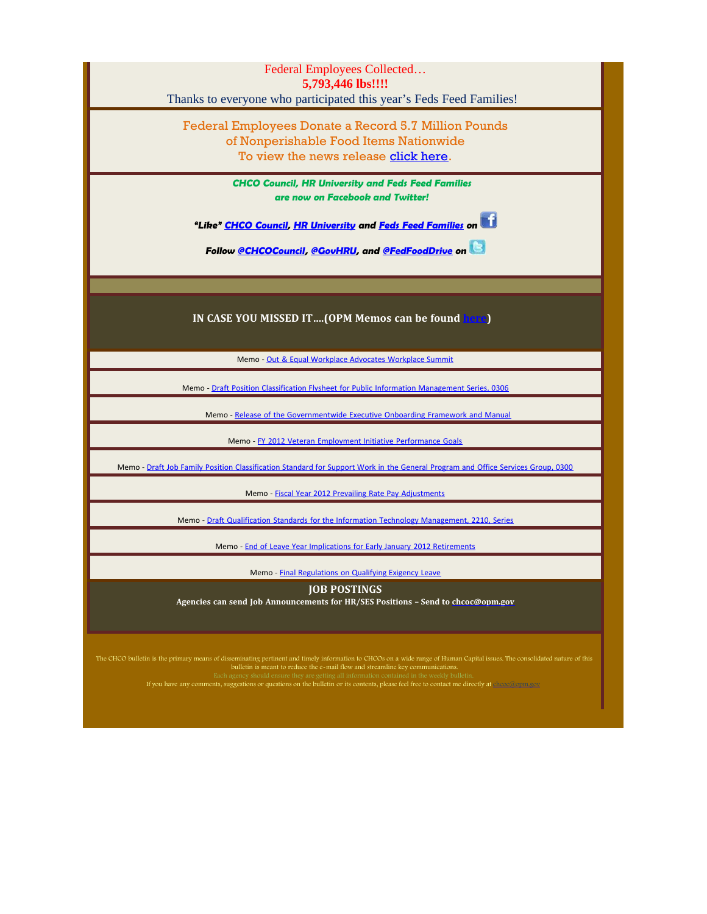Federal Employees Collected…

**5,793,446 lbs!!!!**

Thanks to everyone who participated this year's Feds Feed Families!

Federal Employees Donate a Record 5.7 Million Pounds of Nonperishable Food Items Nationwide

To view the news release click here.

***CHCO Council, HR University and Feds Feed Families are now on Facebook and Twitter!***

***"Like" CHCO Council, HR University and Feds Feed Families on***

***Follow @CHCOCouncil, @GovHRU, and @FedFoodDrive on***

**IN CASE YOU MISSED IT….(OPM Memos can be found here)**

Memo - Out & Equal Workplace Advocates Workplace Summit

Memo - Draft Position Classification Flysheet for Public Information Management Series, 0306

Memo - Release of the Governmentwide Executive Onboarding Framework and Manual

Memo - FY 2012 Veteran Employment Initiative Performance Goals

Memo - Draft Job Family Position Classification Standard for Support Work in the General Program and Office Services Group, 0300

Memo - Fiscal Year 2012 Prevailing Rate Pay Adjustments

Memo - Draft Qualification Standards for the Information Technology Management, 2210, Series

Memo - End of Leave Year Implications for Early January 2012 Retirements

Memo - Final Regulations on Qualifying Exigency Leave

**JOB POSTINGS**

**Agencies can send Job Announcements for HR/SES Positions – Send to chcoc@opm.gov**

The CHCO bulletin is the primary means of disseminating pertinent and timely information to CHCOs on a wide range of Human Capital issues. The consolidated nature of this bulletin is meant to reduce the e-mail flow and streamline key communications.

Each agency should ensure they are getting all information contained in the weekly bulletin.

If you have any comments, suggestions or questions on the bulletin or its contents, please feel free to contact me directly at chcoc@opm.gov